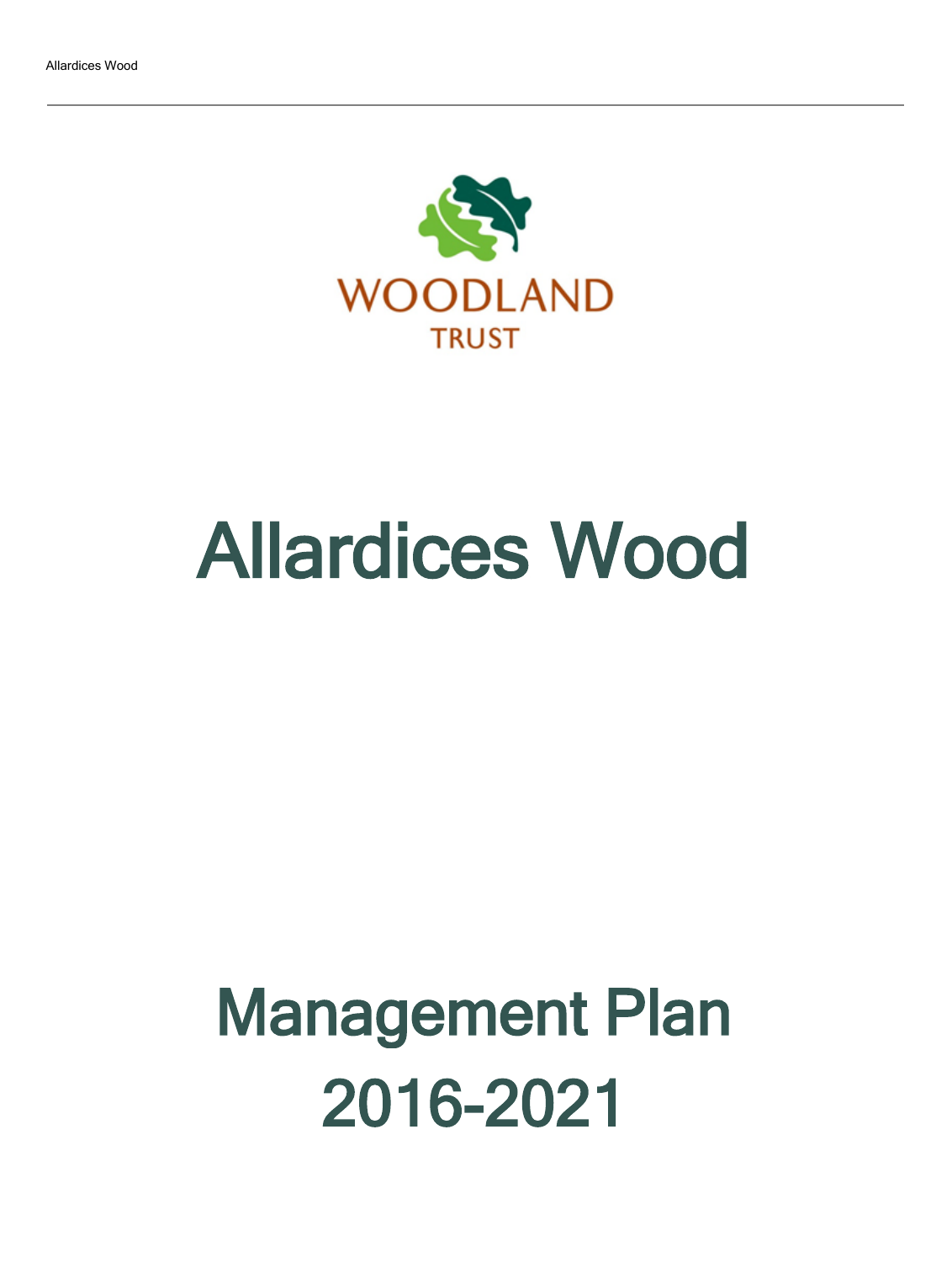WOODLAND TRUST

# Allardices Wood

# Management Plan 2016-2021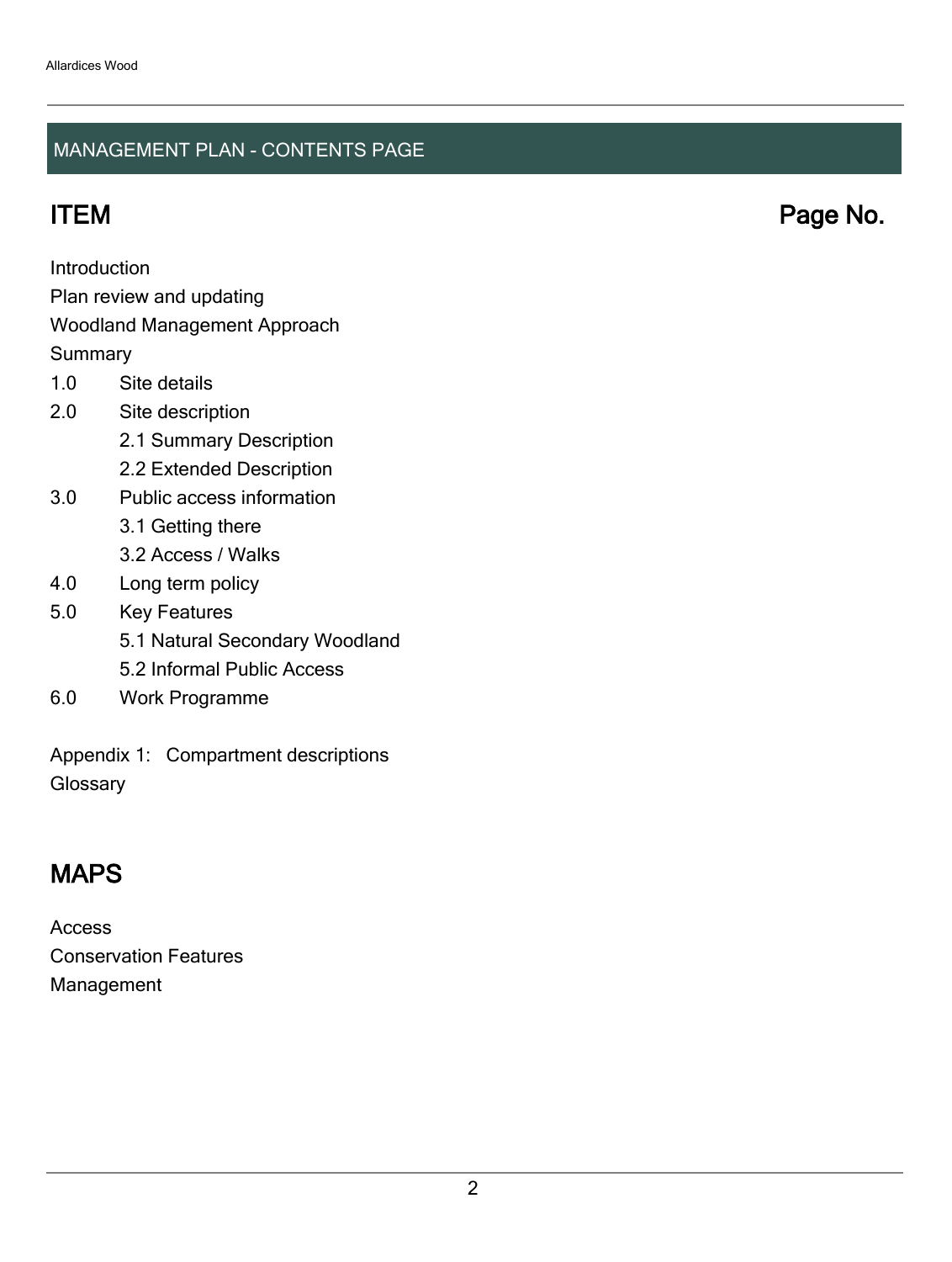## MANAGEMENT PLAN - CONTENTS PAGE

## ITEM — Page No.

Introduction
Plan review and updating
Woodland Management Approach
Summary

- 1.0 Site details
- 2.0 Site description
  - 2.1 Summary Description
  - 2.2 Extended Description
- 3.0 Public access information
  - 3.1 Getting there
  - 3.2 Access / Walks
- 4.0 Long term policy
- 5.0 Key Features
  - 5.1 Natural Secondary Woodland
  - 5.2 Informal Public Access
- 6.0 Work Programme

Appendix 1: Compartment descriptions
Glossary

## MAPS

Access
Conservation Features
Management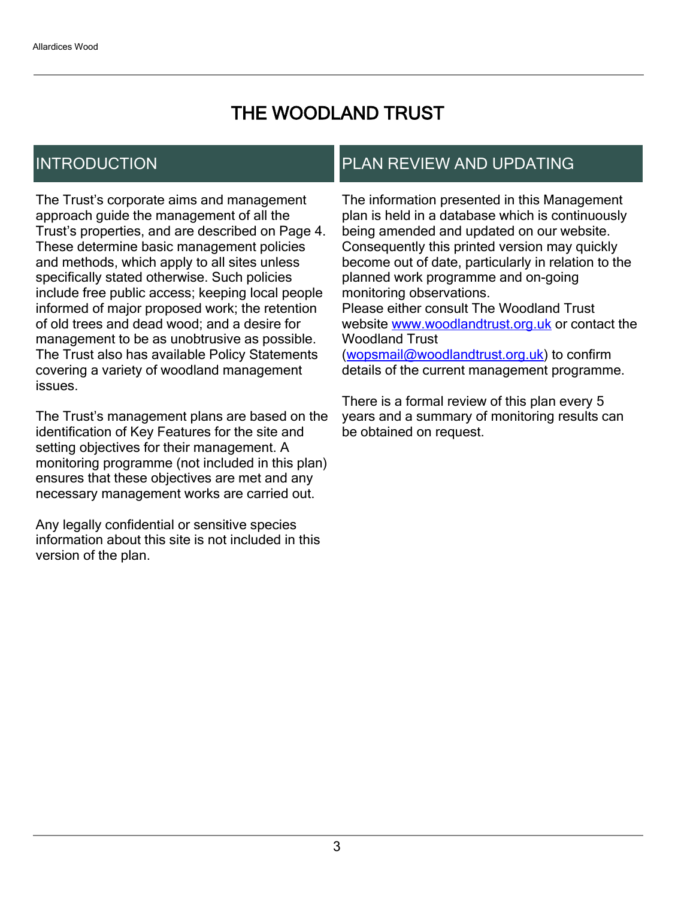# THE WOODLAND TRUST

## INTRODUCTION

The Trust's corporate aims and management approach guide the management of all the Trust's properties, and are described on Page 4. These determine basic management policies and methods, which apply to all sites unless specifically stated otherwise. Such policies include free public access; keeping local people informed of major proposed work; the retention of old trees and dead wood; and a desire for management to be as unobtrusive as possible. The Trust also has available Policy Statements covering a variety of woodland management issues.

The Trust's management plans are based on the identification of Key Features for the site and setting objectives for their management. A monitoring programme (not included in this plan) ensures that these objectives are met and any necessary management works are carried out.

Any legally confidential or sensitive species information about this site is not included in this version of the plan.

## PLAN REVIEW AND UPDATING

The information presented in this Management plan is held in a database which is continuously being amended and updated on our website. Consequently this printed version may quickly become out of date, particularly in relation to the planned work programme and on-going monitoring observations.
Please either consult The Woodland Trust website [www.woodlandtrust.org.uk](http://www.woodlandtrust.org.uk) or contact the Woodland Trust ([wopsmail@woodlandtrust.org.uk](mailto:wopsmail@woodlandtrust.org.uk)) to confirm details of the current management programme.

There is a formal review of this plan every 5 years and a summary of monitoring results can be obtained on request.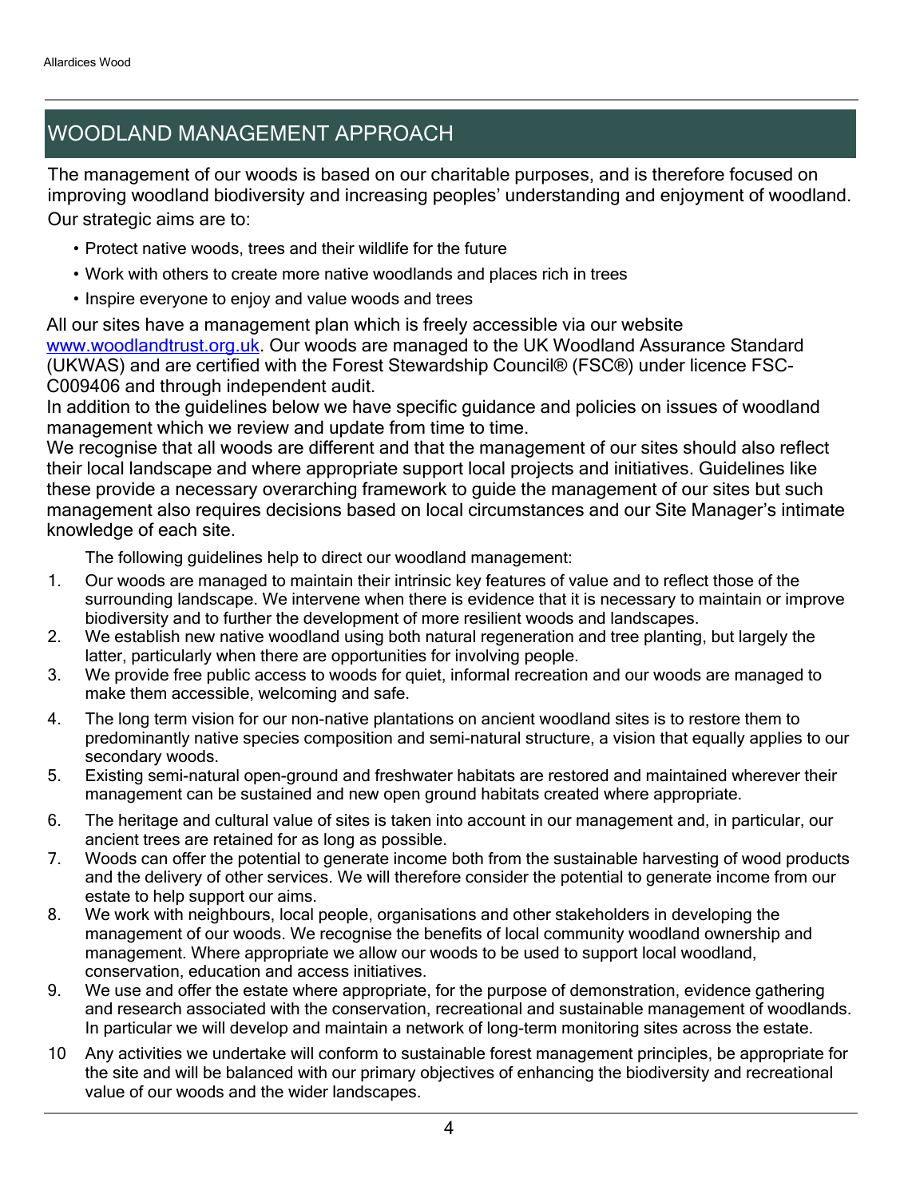## WOODLAND MANAGEMENT APPROACH

The management of our woods is based on our charitable purposes, and is therefore focused on improving woodland biodiversity and increasing peoples' understanding and enjoyment of woodland. Our strategic aims are to:

- Protect native woods, trees and their wildlife for the future
- Work with others to create more native woodlands and places rich in trees
- Inspire everyone to enjoy and value woods and trees

All our sites have a management plan which is freely accessible via our website [www.woodlandtrust.org.uk](http://www.woodlandtrust.org.uk). Our woods are managed to the UK Woodland Assurance Standard (UKWAS) and are certified with the Forest Stewardship Council® (FSC®) under licence FSC-C009406 and through independent audit.

In addition to the guidelines below we have specific guidance and policies on issues of woodland management which we review and update from time to time.

We recognise that all woods are different and that the management of our sites should also reflect their local landscape and where appropriate support local projects and initiatives. Guidelines like these provide a necessary overarching framework to guide the management of our sites but such management also requires decisions based on local circumstances and our Site Manager's intimate knowledge of each site.

The following guidelines help to direct our woodland management:

1. Our woods are managed to maintain their intrinsic key features of value and to reflect those of the surrounding landscape. We intervene when there is evidence that it is necessary to maintain or improve biodiversity and to further the development of more resilient woods and landscapes.
2. We establish new native woodland using both natural regeneration and tree planting, but largely the latter, particularly when there are opportunities for involving people.
3. We provide free public access to woods for quiet, informal recreation and our woods are managed to make them accessible, welcoming and safe.
4. The long term vision for our non-native plantations on ancient woodland sites is to restore them to predominantly native species composition and semi-natural structure, a vision that equally applies to our secondary woods.
5. Existing semi-natural open-ground and freshwater habitats are restored and maintained wherever their management can be sustained and new open ground habitats created where appropriate.
6. The heritage and cultural value of sites is taken into account in our management and, in particular, our ancient trees are retained for as long as possible.
7. Woods can offer the potential to generate income both from the sustainable harvesting of wood products and the delivery of other services. We will therefore consider the potential to generate income from our estate to help support our aims.
8. We work with neighbours, local people, organisations and other stakeholders in developing the management of our woods. We recognise the benefits of local community woodland ownership and management. Where appropriate we allow our woods to be used to support local woodland, conservation, education and access initiatives.
9. We use and offer the estate where appropriate, for the purpose of demonstration, evidence gathering and research associated with the conservation, recreational and sustainable management of woodlands. In particular we will develop and maintain a network of long-term monitoring sites across the estate.
10. Any activities we undertake will conform to sustainable forest management principles, be appropriate for the site and will be balanced with our primary objectives of enhancing the biodiversity and recreational value of our woods and the wider landscapes.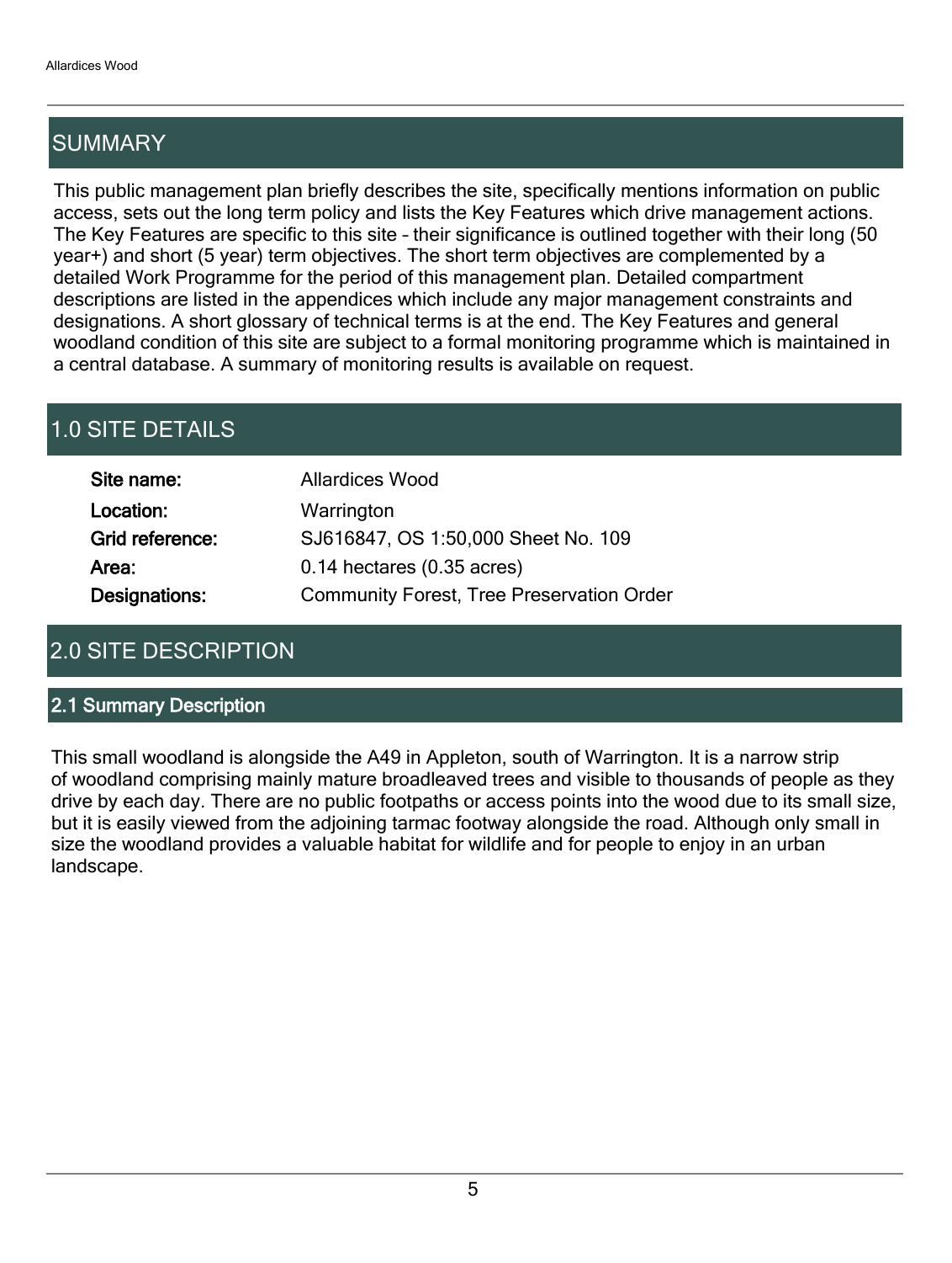## SUMMARY

This public management plan briefly describes the site, specifically mentions information on public access, sets out the long term policy and lists the Key Features which drive management actions. The Key Features are specific to this site – their significance is outlined together with their long (50 year+) and short (5 year) term objectives. The short term objectives are complemented by a detailed Work Programme for the period of this management plan. Detailed compartment descriptions are listed in the appendices which include any major management constraints and designations. A short glossary of technical terms is at the end. The Key Features and general woodland condition of this site are subject to a formal monitoring programme which is maintained in a central database. A summary of monitoring results is available on request.

## 1.0 SITE DETAILS

| | |
|---|---|
| **Site name:** | Allardices Wood |
| **Location:** | Warrington |
| **Grid reference:** | SJ616847, OS 1:50,000 Sheet No. 109 |
| **Area:** | 0.14 hectares (0.35 acres) |
| **Designations:** | Community Forest, Tree Preservation Order |

## 2.0 SITE DESCRIPTION

### 2.1 Summary Description

This small woodland is alongside the A49 in Appleton, south of Warrington. It is a narrow strip of woodland comprising mainly mature broadleaved trees and visible to thousands of people as they drive by each day. There are no public footpaths or access points into the wood due to its small size, but it is easily viewed from the adjoining tarmac footway alongside the road. Although only small in size the woodland provides a valuable habitat for wildlife and for people to enjoy in an urban landscape.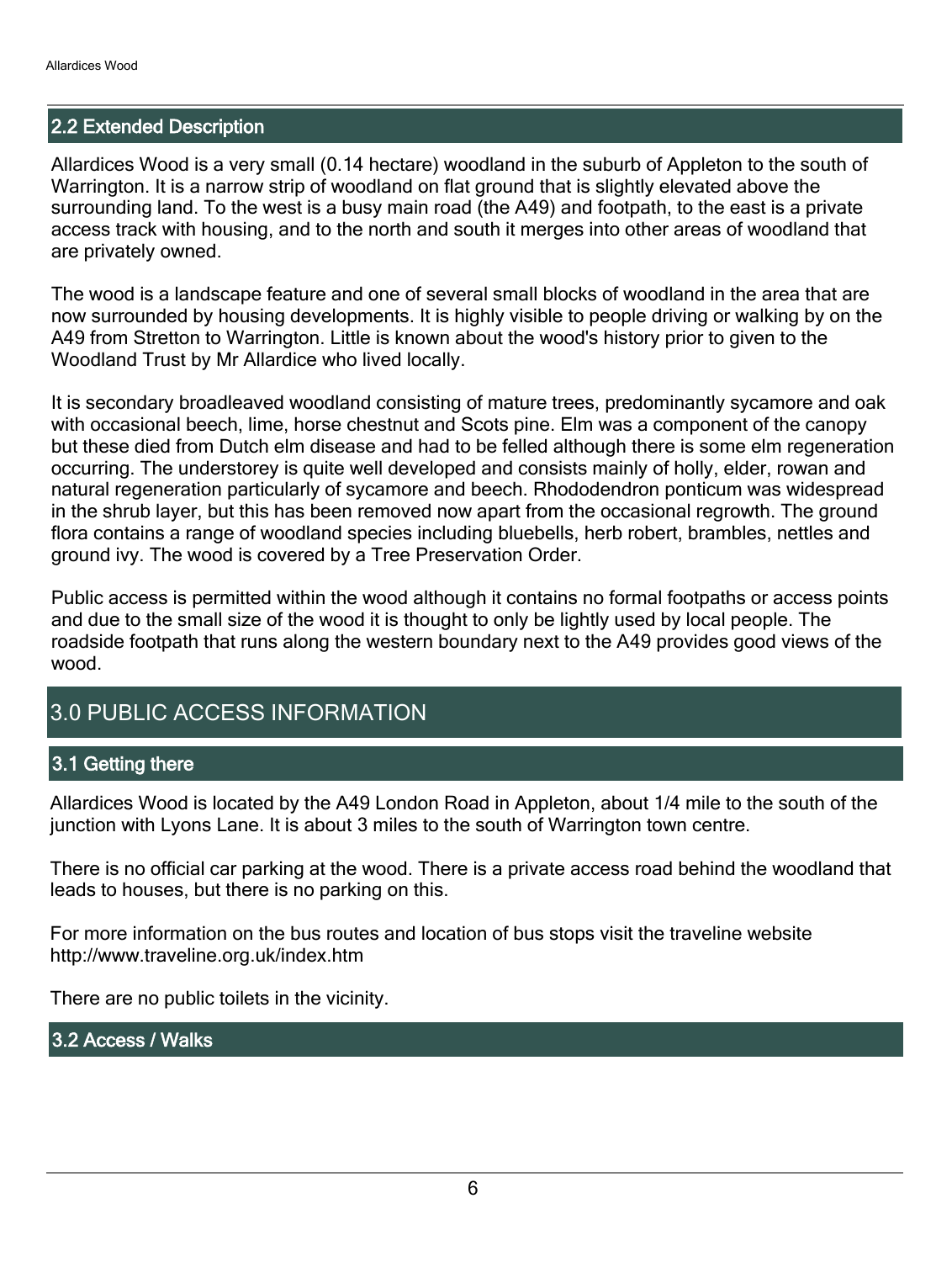### 2.2 Extended Description

Allardices Wood is a very small (0.14 hectare) woodland in the suburb of Appleton to the south of Warrington. It is a narrow strip of woodland on flat ground that is slightly elevated above the surrounding land. To the west is a busy main road (the A49) and footpath, to the east is a private access track with housing, and to the north and south it merges into other areas of woodland that are privately owned.

The wood is a landscape feature and one of several small blocks of woodland in the area that are now surrounded by housing developments. It is highly visible to people driving or walking by on the A49 from Stretton to Warrington. Little is known about the wood's history prior to given to the Woodland Trust by Mr Allardice who lived locally.

It is secondary broadleaved woodland consisting of mature trees, predominantly sycamore and oak with occasional beech, lime, horse chestnut and Scots pine. Elm was a component of the canopy but these died from Dutch elm disease and had to be felled although there is some elm regeneration occurring. The understorey is quite well developed and consists mainly of holly, elder, rowan and natural regeneration particularly of sycamore and beech. Rhododendron ponticum was widespread in the shrub layer, but this has been removed now apart from the occasional regrowth. The ground flora contains a range of woodland species including bluebells, herb robert, brambles, nettles and ground ivy. The wood is covered by a Tree Preservation Order.

Public access is permitted within the wood although it contains no formal footpaths or access points and due to the small size of the wood it is thought to only be lightly used by local people. The roadside footpath that runs along the western boundary next to the A49 provides good views of the wood.

## 3.0 PUBLIC ACCESS INFORMATION

### 3.1 Getting there

Allardices Wood is located by the A49 London Road in Appleton, about 1/4 mile to the south of the junction with Lyons Lane. It is about 3 miles to the south of Warrington town centre.

There is no official car parking at the wood. There is a private access road behind the woodland that leads to houses, but there is no parking on this.

For more information on the bus routes and location of bus stops visit the traveline website http://www.traveline.org.uk/index.htm

There are no public toilets in the vicinity.

### 3.2 Access / Walks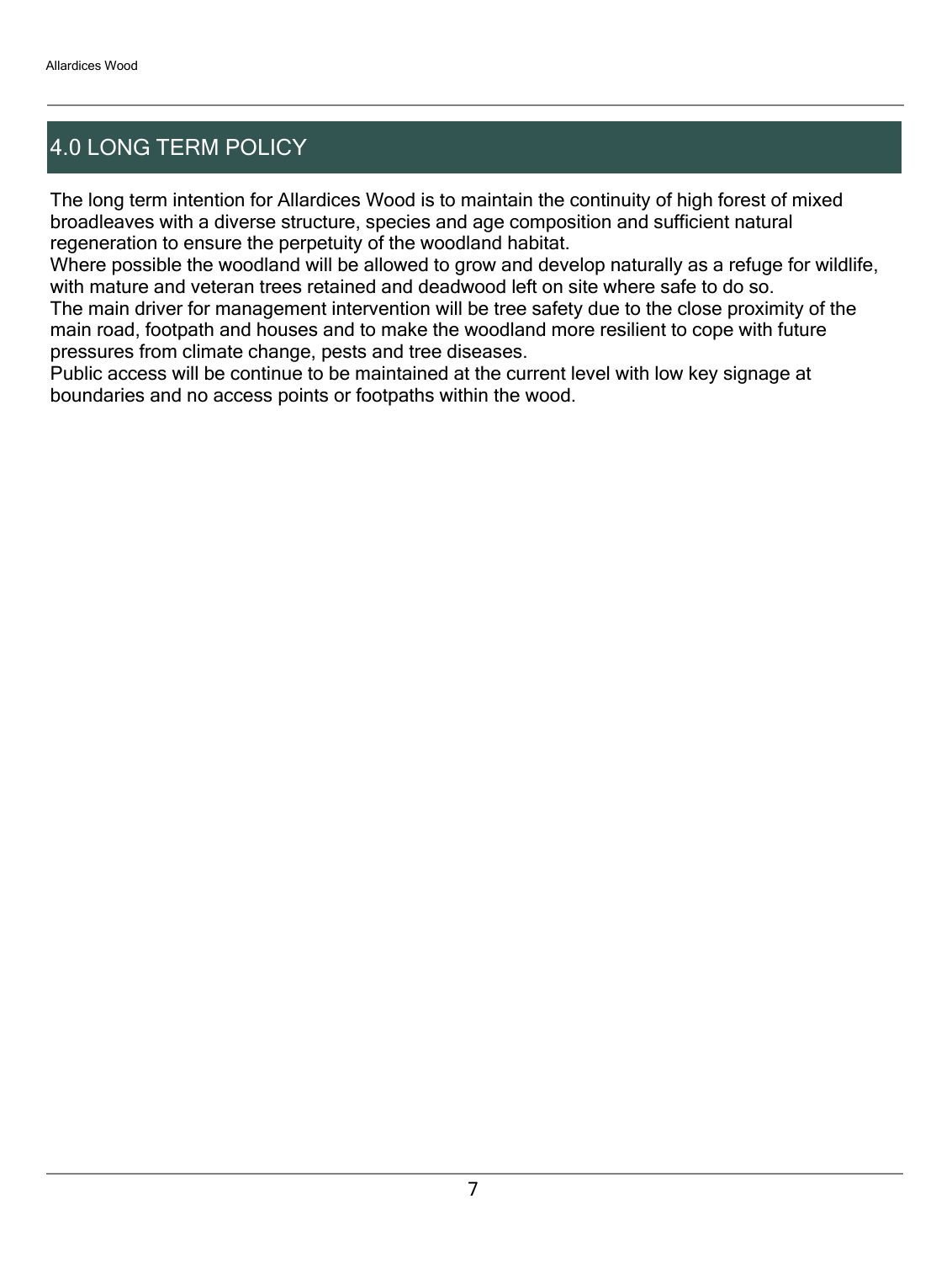## 4.0 LONG TERM POLICY

The long term intention for Allardices Wood is to maintain the continuity of high forest of mixed broadleaves with a diverse structure, species and age composition and sufficient natural regeneration to ensure the perpetuity of the woodland habitat.

Where possible the woodland will be allowed to grow and develop naturally as a refuge for wildlife, with mature and veteran trees retained and deadwood left on site where safe to do so.

The main driver for management intervention will be tree safety due to the close proximity of the main road, footpath and houses and to make the woodland more resilient to cope with future pressures from climate change, pests and tree diseases.

Public access will be continue to be maintained at the current level with low key signage at boundaries and no access points or footpaths within the wood.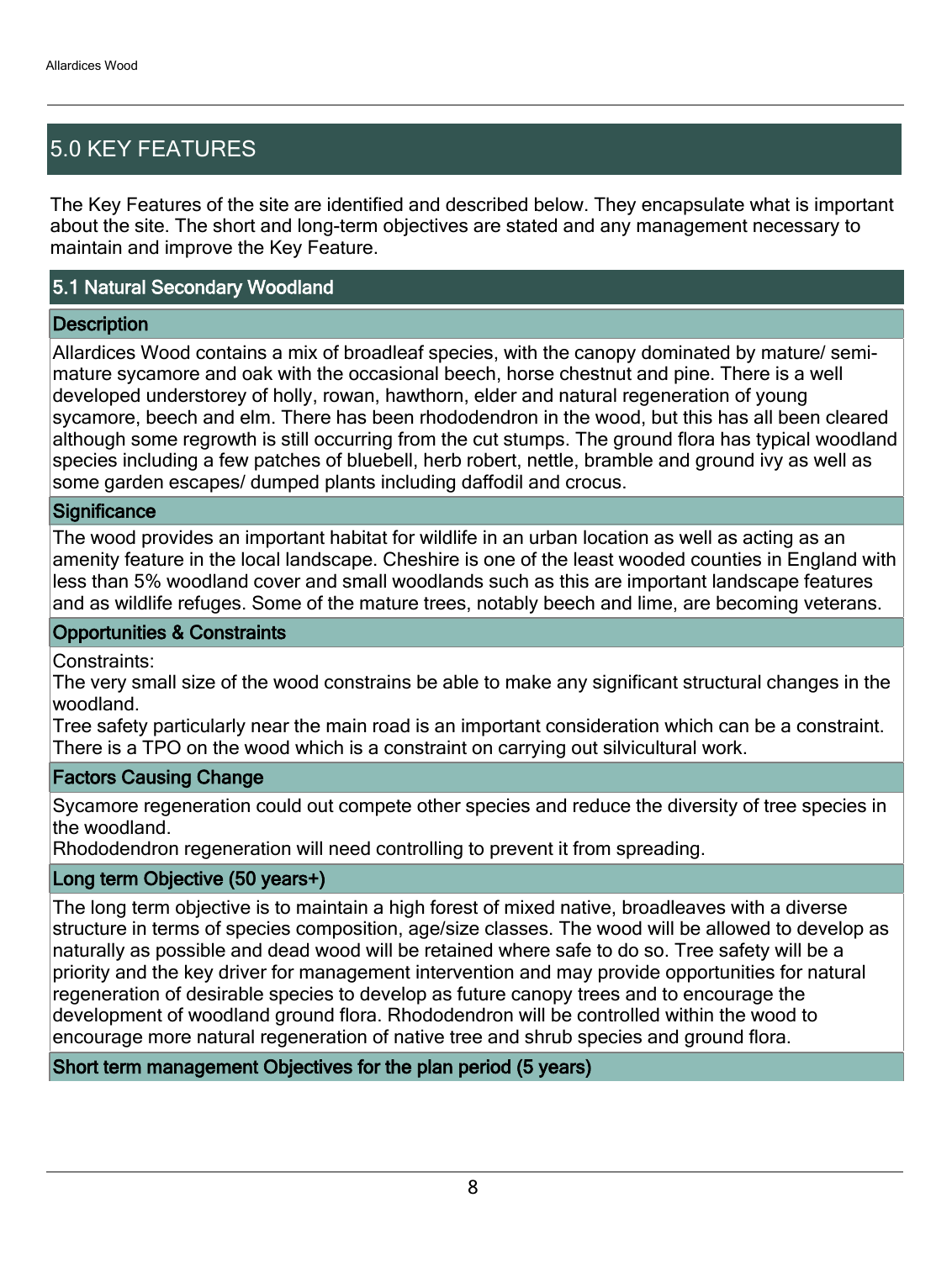## 5.0 KEY FEATURES

The Key Features of the site are identified and described below. They encapsulate what is important about the site. The short and long-term objectives are stated and any management necessary to maintain and improve the Key Feature.

### 5.1 Natural Secondary Woodland

#### Description

Allardices Wood contains a mix of broadleaf species, with the canopy dominated by mature/ semi-mature sycamore and oak with the occasional beech, horse chestnut and pine. There is a well developed understorey of holly, rowan, hawthorn, elder and natural regeneration of young sycamore, beech and elm. There has been rhododendron in the wood, but this has all been cleared although some regrowth is still occurring from the cut stumps. The ground flora has typical woodland species including a few patches of bluebell, herb robert, nettle, bramble and ground ivy as well as some garden escapes/ dumped plants including daffodil and crocus.

#### Significance

The wood provides an important habitat for wildlife in an urban location as well as acting as an amenity feature in the local landscape. Cheshire is one of the least wooded counties in England with less than 5% woodland cover and small woodlands such as this are important landscape features and as wildlife refuges. Some of the mature trees, notably beech and lime, are becoming veterans.

#### Opportunities & Constraints

Constraints:
The very small size of the wood constrains be able to make any significant structural changes in the woodland.
Tree safety particularly near the main road is an important consideration which can be a constraint.
There is a TPO on the wood which is a constraint on carrying out silvicultural work.

#### Factors Causing Change

Sycamore regeneration could out compete other species and reduce the diversity of tree species in the woodland.
Rhododendron regeneration will need controlling to prevent it from spreading.

#### Long term Objective (50 years+)

The long term objective is to maintain a high forest of mixed native, broadleaves with a diverse structure in terms of species composition, age/size classes. The wood will be allowed to develop as naturally as possible and dead wood will be retained where safe to do so. Tree safety will be a priority and the key driver for management intervention and may provide opportunities for natural regeneration of desirable species to develop as future canopy trees and to encourage the development of woodland ground flora. Rhododendron will be controlled within the wood to encourage more natural regeneration of native tree and shrub species and ground flora.

#### Short term management Objectives for the plan period (5 years)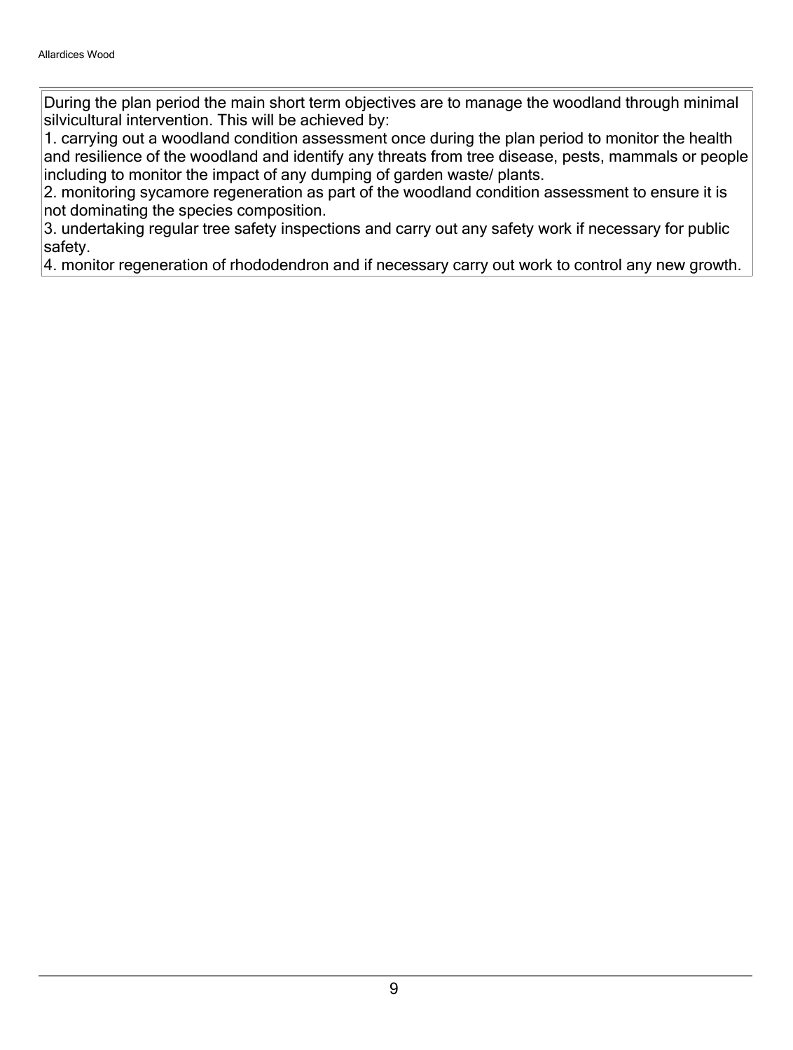During the plan period the main short term objectives are to manage the woodland through minimal silvicultural intervention. This will be achieved by:

1. carrying out a woodland condition assessment once during the plan period to monitor the health and resilience of the woodland and identify any threats from tree disease, pests, mammals or people including to monitor the impact of any dumping of garden waste/ plants.
2. monitoring sycamore regeneration as part of the woodland condition assessment to ensure it is not dominating the species composition.
3. undertaking regular tree safety inspections and carry out any safety work if necessary for public safety.
4. monitor regeneration of rhododendron and if necessary carry out work to control any new growth.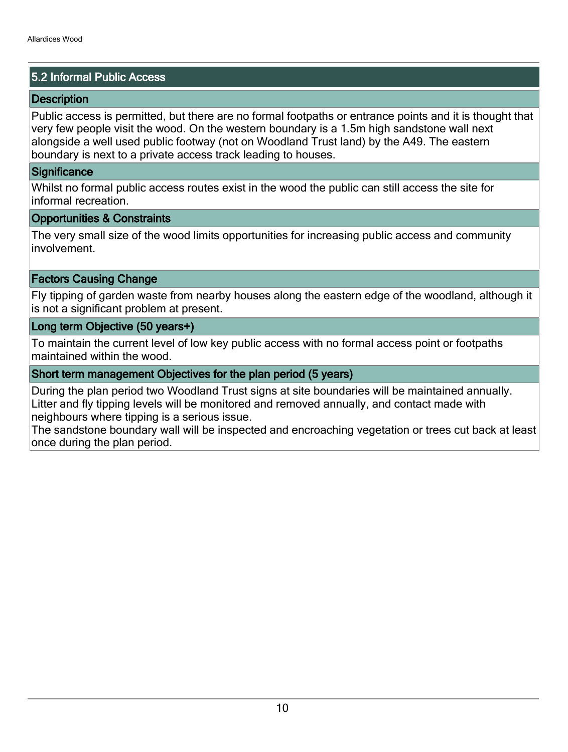## 5.2 Informal Public Access

### Description

Public access is permitted, but there are no formal footpaths or entrance points and it is thought that very few people visit the wood. On the western boundary is a 1.5m high sandstone wall next alongside a well used public footway (not on Woodland Trust land) by the A49. The eastern boundary is next to a private access track leading to houses.

### Significance

Whilst no formal public access routes exist in the wood the public can still access the site for informal recreation.

### Opportunities & Constraints

The very small size of the wood limits opportunities for increasing public access and community involvement.

### Factors Causing Change

Fly tipping of garden waste from nearby houses along the eastern edge of the woodland, although it is not a significant problem at present.

### Long term Objective (50 years+)

To maintain the current level of low key public access with no formal access point or footpaths maintained within the wood.

### Short term management Objectives for the plan period (5 years)

During the plan period two Woodland Trust signs at site boundaries will be maintained annually. Litter and fly tipping levels will be monitored and removed annually, and contact made with neighbours where tipping is a serious issue.
The sandstone boundary wall will be inspected and encroaching vegetation or trees cut back at least once during the plan period.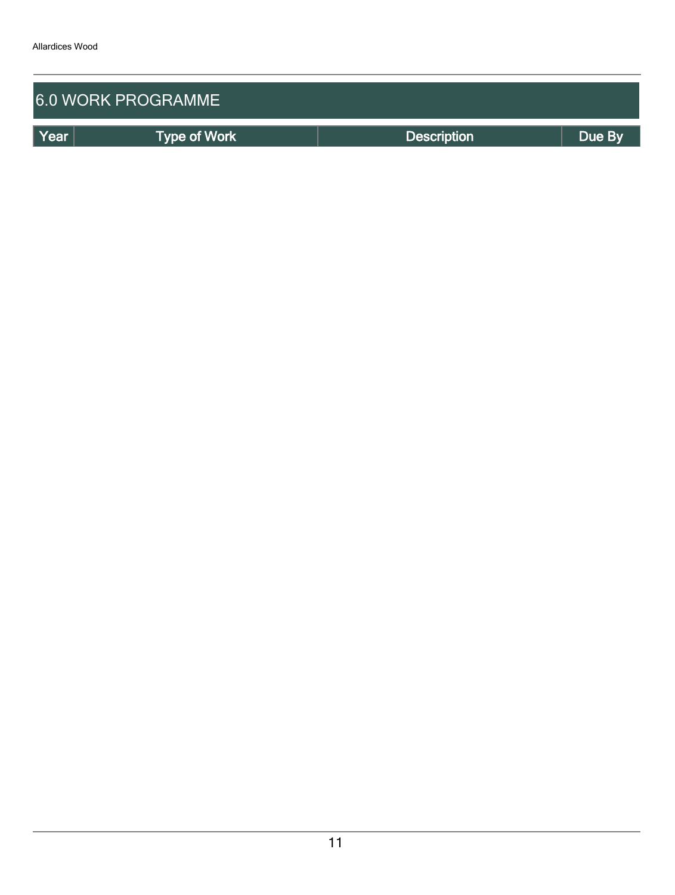## 6.0 WORK PROGRAMME

| Year | Type of Work | Description | Due By |
| --- | --- | --- | --- |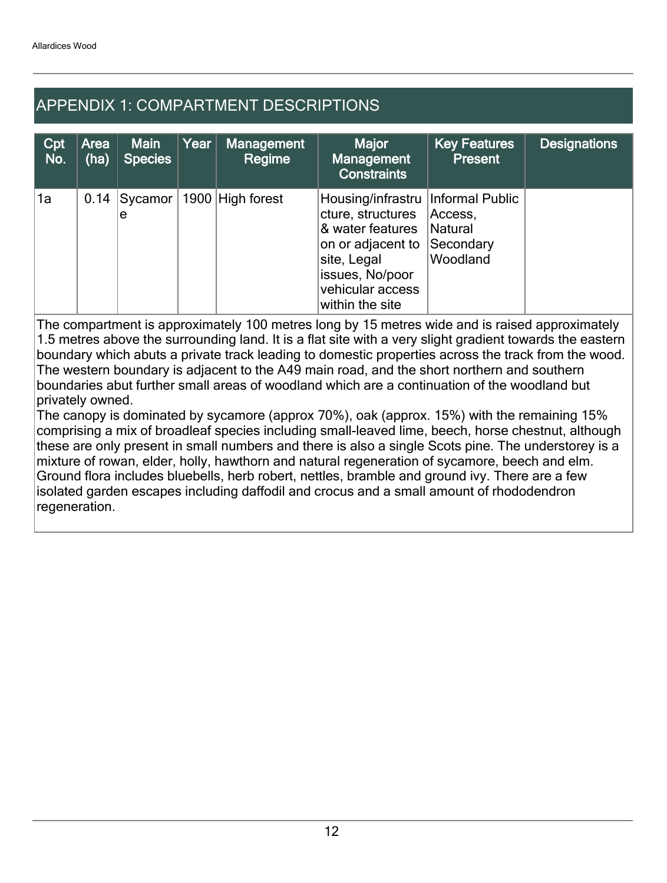## APPENDIX 1: COMPARTMENT DESCRIPTIONS

| Cpt No. | Area (ha) | Main Species | Year | Management Regime | Major Management Constraints | Key Features Present | Designations |
|---|---|---|---|---|---|---|---|
| 1a | 0.14 | Sycamore | 1900 | High forest | Housing/infrastructure, structures & water features on or adjacent to site, Legal issues, No/poor vehicular access within the site | Informal Public Access, Natural Secondary Woodland | |

The compartment is approximately 100 metres long by 15 metres wide and is raised approximately 1.5 metres above the surrounding land. It is a flat site with a very slight gradient towards the eastern boundary which abuts a private track leading to domestic properties across the track from the wood. The western boundary is adjacent to the A49 main road, and the short northern and southern boundaries abut further small areas of woodland which are a continuation of the woodland but privately owned.
The canopy is dominated by sycamore (approx 70%), oak (approx. 15%) with the remaining 15% comprising a mix of broadleaf species including small-leaved lime, beech, horse chestnut, although these are only present in small numbers and there is also a single Scots pine. The understorey is a mixture of rowan, elder, holly, hawthorn and natural regeneration of sycamore, beech and elm. Ground flora includes bluebells, herb robert, nettles, bramble and ground ivy. There are a few isolated garden escapes including daffodil and crocus and a small amount of rhododendron regeneration.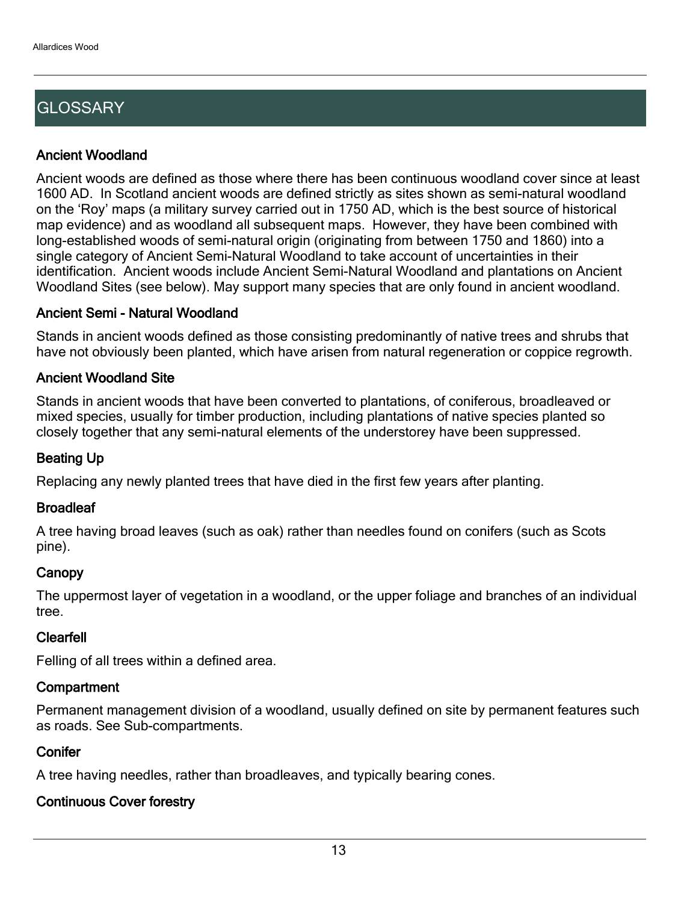## GLOSSARY

### Ancient Woodland

Ancient woods are defined as those where there has been continuous woodland cover since at least 1600 AD. In Scotland ancient woods are defined strictly as sites shown as semi-natural woodland on the 'Roy' maps (a military survey carried out in 1750 AD, which is the best source of historical map evidence) and as woodland all subsequent maps. However, they have been combined with long-established woods of semi-natural origin (originating from between 1750 and 1860) into a single category of Ancient Semi-Natural Woodland to take account of uncertainties in their identification. Ancient woods include Ancient Semi-Natural Woodland and plantations on Ancient Woodland Sites (see below). May support many species that are only found in ancient woodland.

### Ancient Semi - Natural Woodland

Stands in ancient woods defined as those consisting predominantly of native trees and shrubs that have not obviously been planted, which have arisen from natural regeneration or coppice regrowth.

### Ancient Woodland Site

Stands in ancient woods that have been converted to plantations, of coniferous, broadleaved or mixed species, usually for timber production, including plantations of native species planted so closely together that any semi-natural elements of the understorey have been suppressed.

### Beating Up

Replacing any newly planted trees that have died in the first few years after planting.

### Broadleaf

A tree having broad leaves (such as oak) rather than needles found on conifers (such as Scots pine).

### Canopy

The uppermost layer of vegetation in a woodland, or the upper foliage and branches of an individual tree.

### Clearfell

Felling of all trees within a defined area.

### Compartment

Permanent management division of a woodland, usually defined on site by permanent features such as roads. See Sub-compartments.

### Conifer

A tree having needles, rather than broadleaves, and typically bearing cones.

### Continuous Cover forestry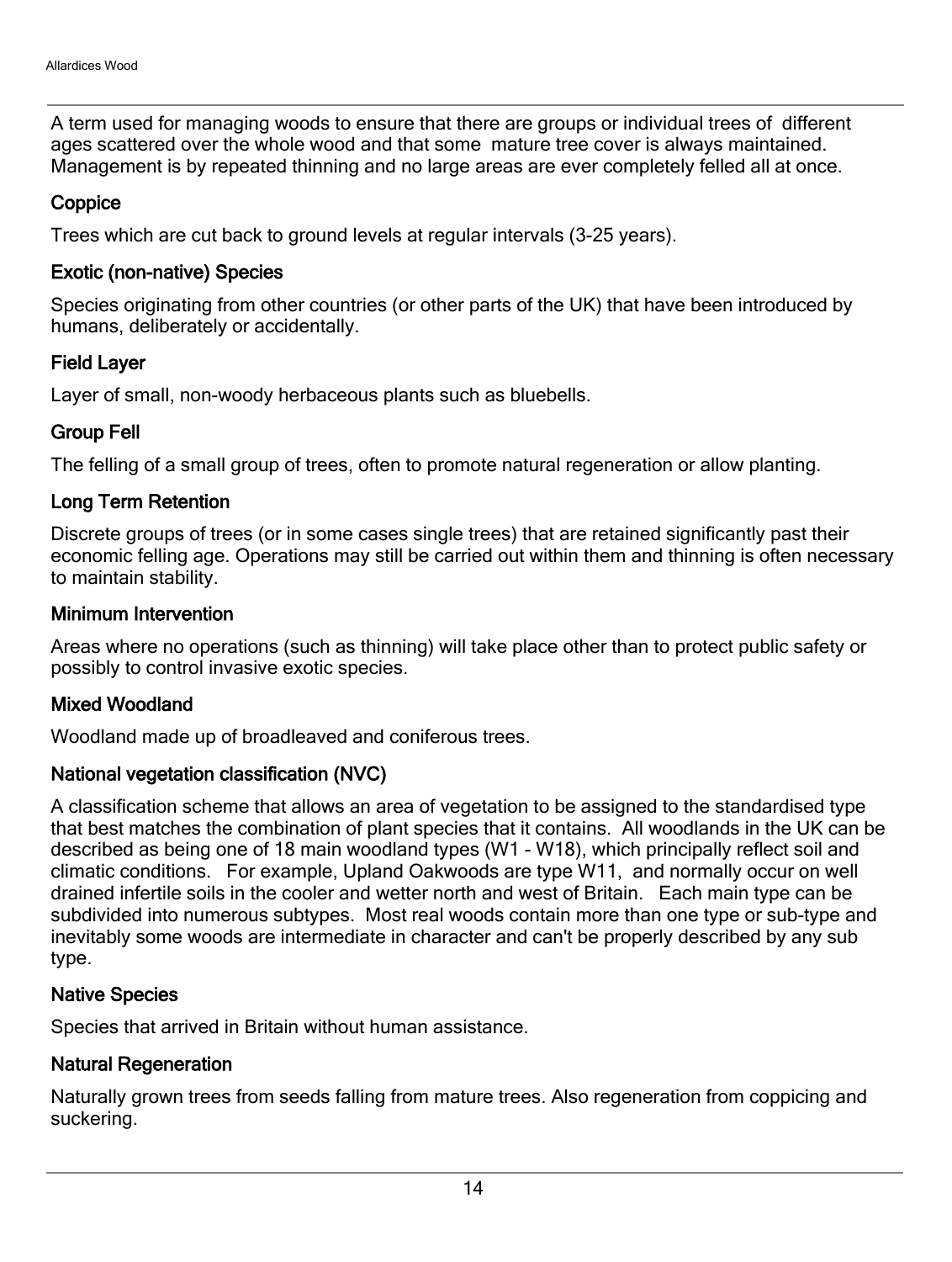A term used for managing woods to ensure that there are groups or individual trees of different ages scattered over the whole wood and that some mature tree cover is always maintained. Management is by repeated thinning and no large areas are ever completely felled all at once.

### Coppice

Trees which are cut back to ground levels at regular intervals (3-25 years).

### Exotic (non-native) Species

Species originating from other countries (or other parts of the UK) that have been introduced by humans, deliberately or accidentally.

### Field Layer

Layer of small, non-woody herbaceous plants such as bluebells.

### Group Fell

The felling of a small group of trees, often to promote natural regeneration or allow planting.

### Long Term Retention

Discrete groups of trees (or in some cases single trees) that are retained significantly past their economic felling age. Operations may still be carried out within them and thinning is often necessary to maintain stability.

### Minimum Intervention

Areas where no operations (such as thinning) will take place other than to protect public safety or possibly to control invasive exotic species.

### Mixed Woodland

Woodland made up of broadleaved and coniferous trees.

### National vegetation classification (NVC)

A classification scheme that allows an area of vegetation to be assigned to the standardised type that best matches the combination of plant species that it contains. All woodlands in the UK can be described as being one of 18 main woodland types (W1 - W18), which principally reflect soil and climatic conditions. For example, Upland Oakwoods are type W11, and normally occur on well drained infertile soils in the cooler and wetter north and west of Britain. Each main type can be subdivided into numerous subtypes. Most real woods contain more than one type or sub-type and inevitably some woods are intermediate in character and can't be properly described by any sub type.

### Native Species

Species that arrived in Britain without human assistance.

### Natural Regeneration

Naturally grown trees from seeds falling from mature trees. Also regeneration from coppicing and suckering.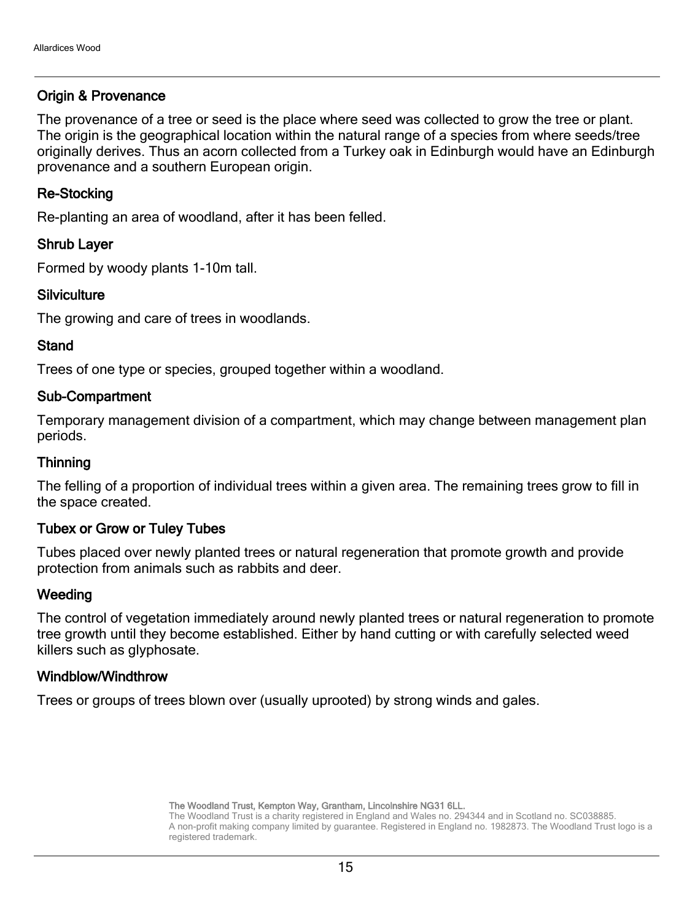### Origin & Provenance

The provenance of a tree or seed is the place where seed was collected to grow the tree or plant. The origin is the geographical location within the natural range of a species from where seeds/tree originally derives. Thus an acorn collected from a Turkey oak in Edinburgh would have an Edinburgh provenance and a southern European origin.

### Re-Stocking

Re-planting an area of woodland, after it has been felled.

### Shrub Layer

Formed by woody plants 1-10m tall.

### Silviculture

The growing and care of trees in woodlands.

### Stand

Trees of one type or species, grouped together within a woodland.

### Sub-Compartment

Temporary management division of a compartment, which may change between management plan periods.

### Thinning

The felling of a proportion of individual trees within a given area. The remaining trees grow to fill in the space created.

### Tubex or Grow or Tuley Tubes

Tubes placed over newly planted trees or natural regeneration that promote growth and provide protection from animals such as rabbits and deer.

### Weeding

The control of vegetation immediately around newly planted trees or natural regeneration to promote tree growth until they become established. Either by hand cutting or with carefully selected weed killers such as glyphosate.

### Windblow/Windthrow

Trees or groups of trees blown over (usually uprooted) by strong winds and gales.

**The Woodland Trust, Kempton Way, Grantham, Lincolnshire NG31 6LL.**
The Woodland Trust is a charity registered in England and Wales no. 294344 and in Scotland no. SC038885.
A non-profit making company limited by guarantee. Registered in England no. 1982873. The Woodland Trust logo is a registered trademark.